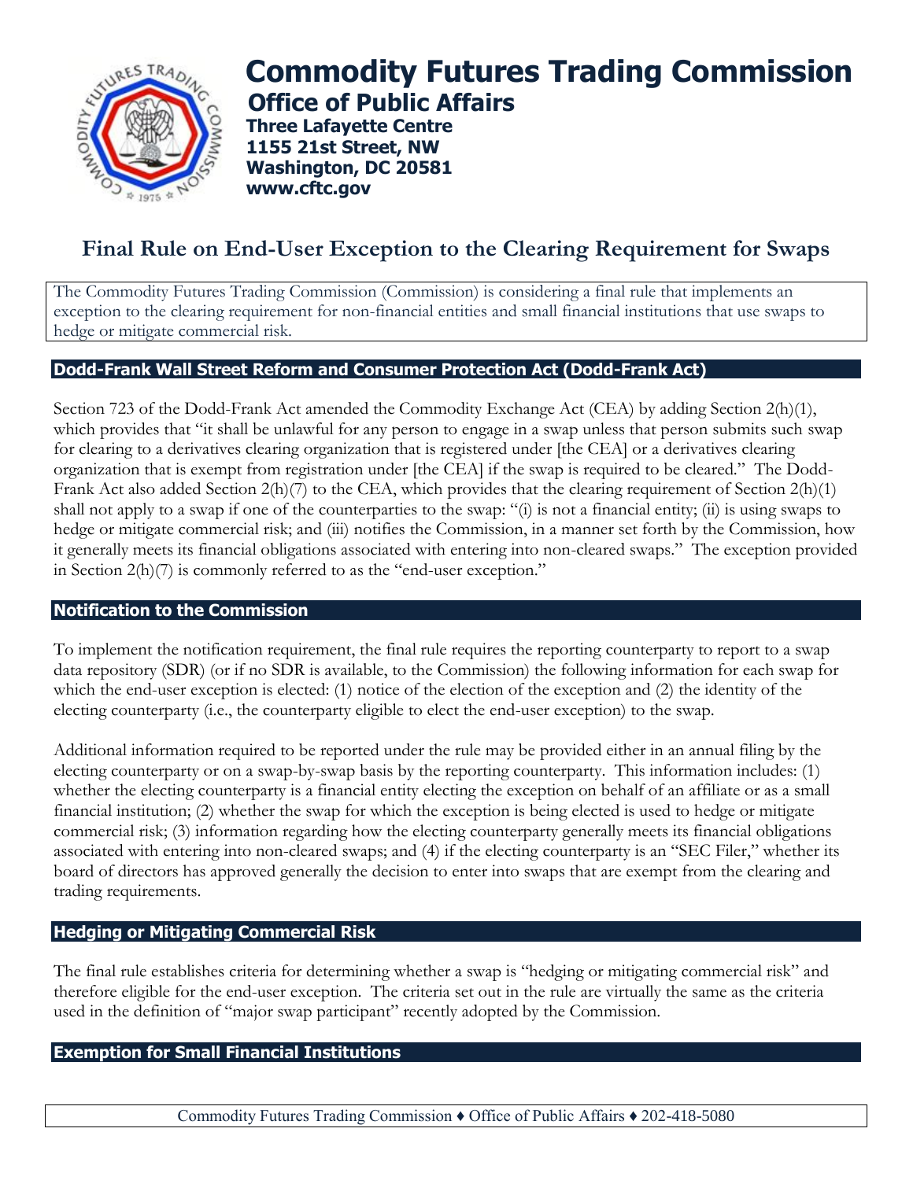# Commodity Futures Trading Commission

## Office of Public Affairs

**Three Lafayette Centre**
**1155 21st Street, NW**
**Washington, DC 20581**
**www.cftc.gov**

# Final Rule on End-User Exception to the Clearing Requirement for Swaps

The Commodity Futures Trading Commission (Commission) is considering a final rule that implements an exception to the clearing requirement for non-financial entities and small financial institutions that use swaps to hedge or mitigate commercial risk.

## Dodd-Frank Wall Street Reform and Consumer Protection Act (Dodd-Frank Act)

Section 723 of the Dodd-Frank Act amended the Commodity Exchange Act (CEA) by adding Section 2(h)(1), which provides that "it shall be unlawful for any person to engage in a swap unless that person submits such swap for clearing to a derivatives clearing organization that is registered under [the CEA] or a derivatives clearing organization that is exempt from registration under [the CEA] if the swap is required to be cleared." The Dodd-Frank Act also added Section 2(h)(7) to the CEA, which provides that the clearing requirement of Section 2(h)(1) shall not apply to a swap if one of the counterparties to the swap: "(i) is not a financial entity; (ii) is using swaps to hedge or mitigate commercial risk; and (iii) notifies the Commission, in a manner set forth by the Commission, how it generally meets its financial obligations associated with entering into non-cleared swaps." The exception provided in Section 2(h)(7) is commonly referred to as the "end-user exception."

## Notification to the Commission

To implement the notification requirement, the final rule requires the reporting counterparty to report to a swap data repository (SDR) (or if no SDR is available, to the Commission) the following information for each swap for which the end-user exception is elected: (1) notice of the election of the exception and (2) the identity of the electing counterparty (i.e., the counterparty eligible to elect the end-user exception) to the swap.

Additional information required to be reported under the rule may be provided either in an annual filing by the electing counterparty or on a swap-by-swap basis by the reporting counterparty. This information includes: (1) whether the electing counterparty is a financial entity electing the exception on behalf of an affiliate or as a small financial institution; (2) whether the swap for which the exception is being elected is used to hedge or mitigate commercial risk; (3) information regarding how the electing counterparty generally meets its financial obligations associated with entering into non-cleared swaps; and (4) if the electing counterparty is an "SEC Filer," whether its board of directors has approved generally the decision to enter into swaps that are exempt from the clearing and trading requirements.

## Hedging or Mitigating Commercial Risk

The final rule establishes criteria for determining whether a swap is "hedging or mitigating commercial risk" and therefore eligible for the end-user exception. The criteria set out in the rule are virtually the same as the criteria used in the definition of "major swap participant" recently adopted by the Commission.

## Exemption for Small Financial Institutions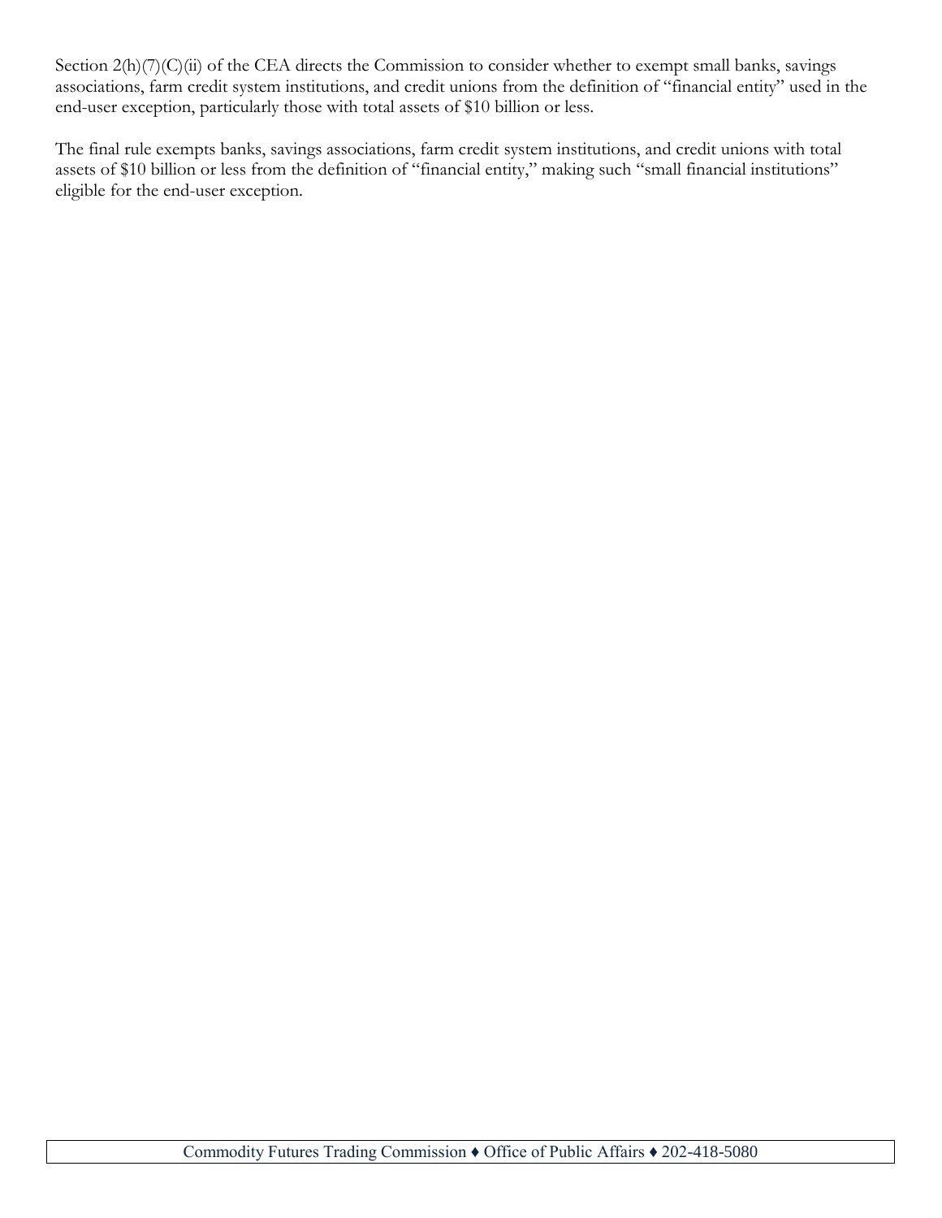Section 2(h)(7)(C)(ii) of the CEA directs the Commission to consider whether to exempt small banks, savings associations, farm credit system institutions, and credit unions from the definition of "financial entity" used in the end-user exception, particularly those with total assets of $10 billion or less.

The final rule exempts banks, savings associations, farm credit system institutions, and credit unions with total assets of $10 billion or less from the definition of "financial entity," making such "small financial institutions" eligible for the end-user exception.